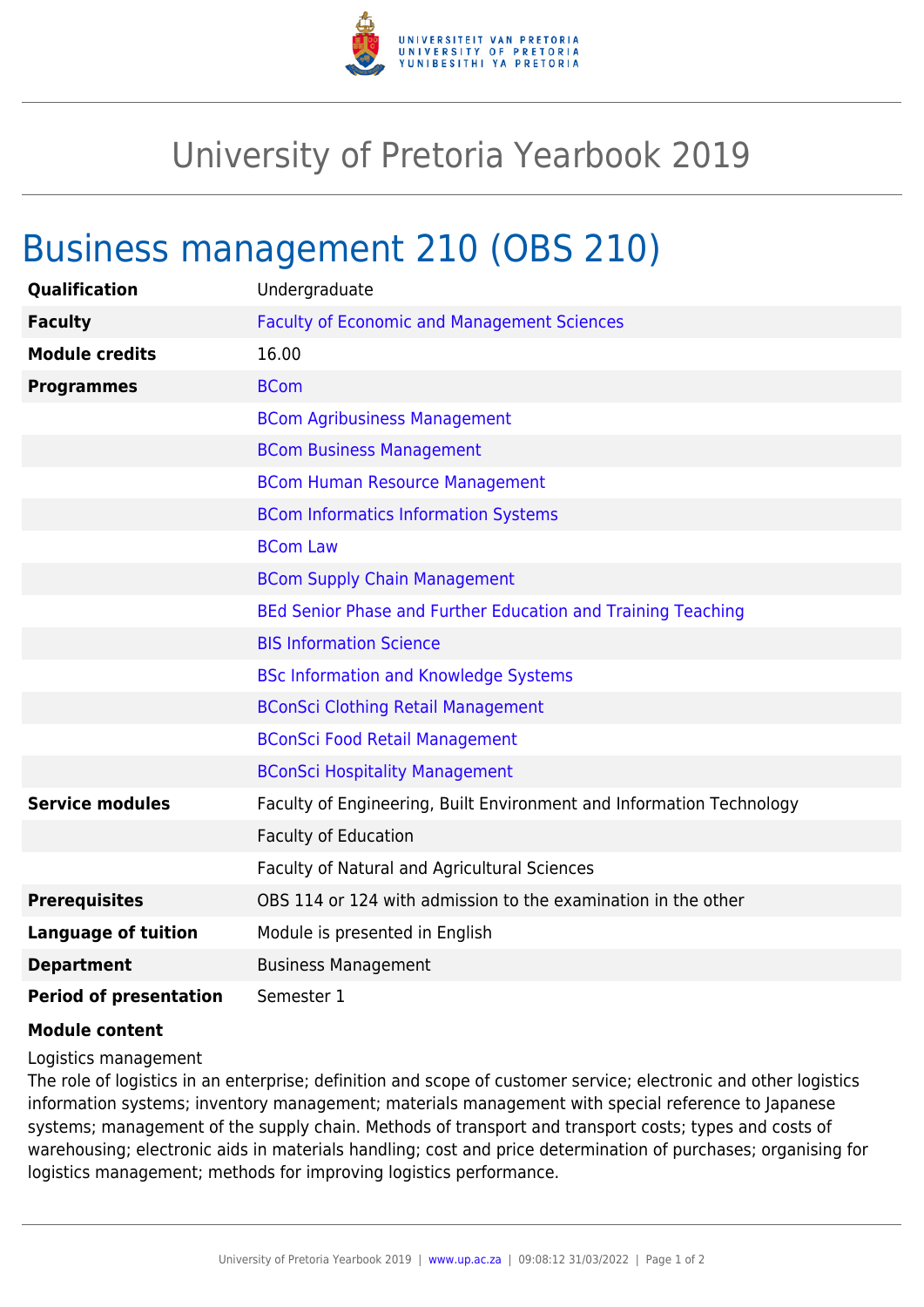# University of Pretoria Yearbook 2019

## Business management 210 (OBS 210)

| | |
|---|---|
| **Qualification** | Undergraduate |
| **Faculty** | Faculty of Economic and Management Sciences |
| **Module credits** | 16.00 |
| **Programmes** | BCom |
| | BCom Agribusiness Management |
| | BCom Business Management |
| | BCom Human Resource Management |
| | BCom Informatics Information Systems |
| | BCom Law |
| | BCom Supply Chain Management |
| | BEd Senior Phase and Further Education and Training Teaching |
| | BIS Information Science |
| | BSc Information and Knowledge Systems |
| | BConSci Clothing Retail Management |
| | BConSci Food Retail Management |
| | BConSci Hospitality Management |
| **Service modules** | Faculty of Engineering, Built Environment and Information Technology |
| | Faculty of Education |
| | Faculty of Natural and Agricultural Sciences |
| **Prerequisites** | OBS 114 or 124 with admission to the examination in the other |
| **Language of tuition** | Module is presented in English |
| **Department** | Business Management |
| **Period of presentation** | Semester 1 |

**Module content**

Logistics management

The role of logistics in an enterprise; definition and scope of customer service; electronic and other logistics information systems; inventory management; materials management with special reference to Japanese systems; management of the supply chain. Methods of transport and transport costs; types and costs of warehousing; electronic aids in materials handling; cost and price determination of purchases; organising for logistics management; methods for improving logistics performance.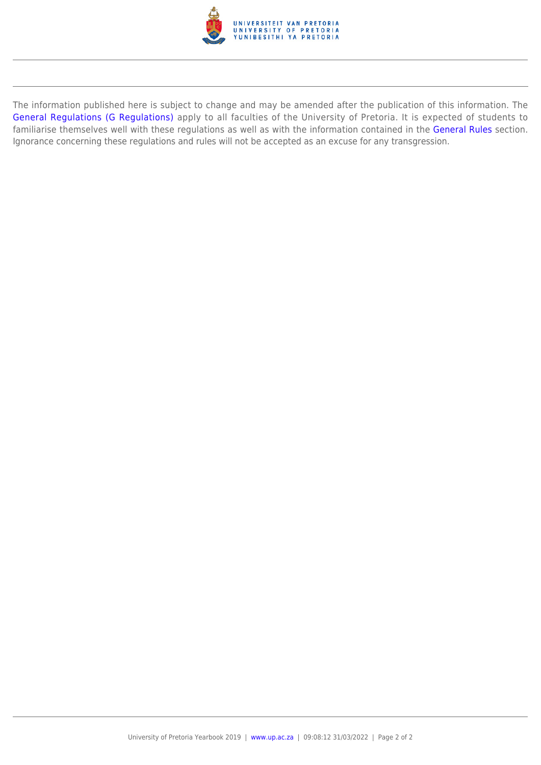The information published here is subject to change and may be amended after the publication of this information. The General Regulations (G Regulations) apply to all faculties of the University of Pretoria. It is expected of students to familiarise themselves well with these regulations as well as with the information contained in the General Rules section. Ignorance concerning these regulations and rules will not be accepted as an excuse for any transgression.